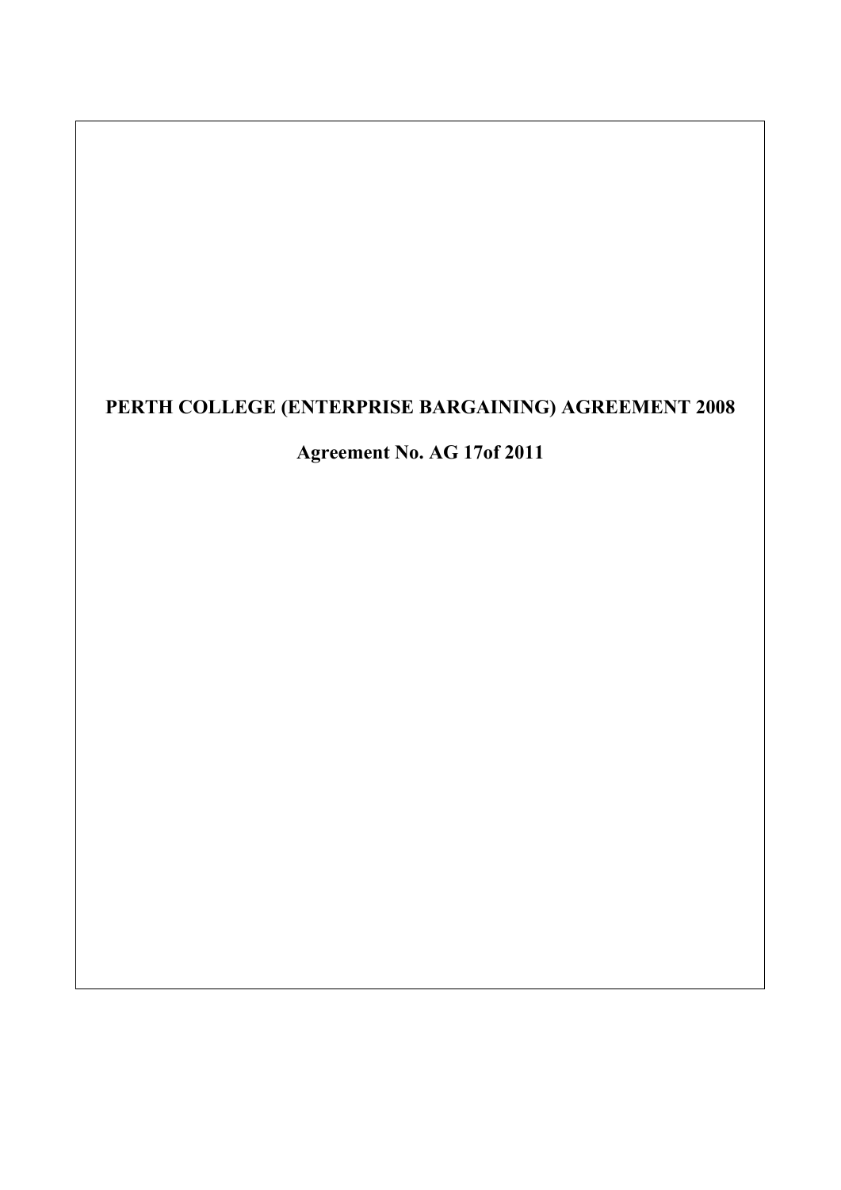# PERTH COLLEGE (ENTERPRISE BARGAINING) AGREEMENT 2008

## Agreement No. AG 17of 2011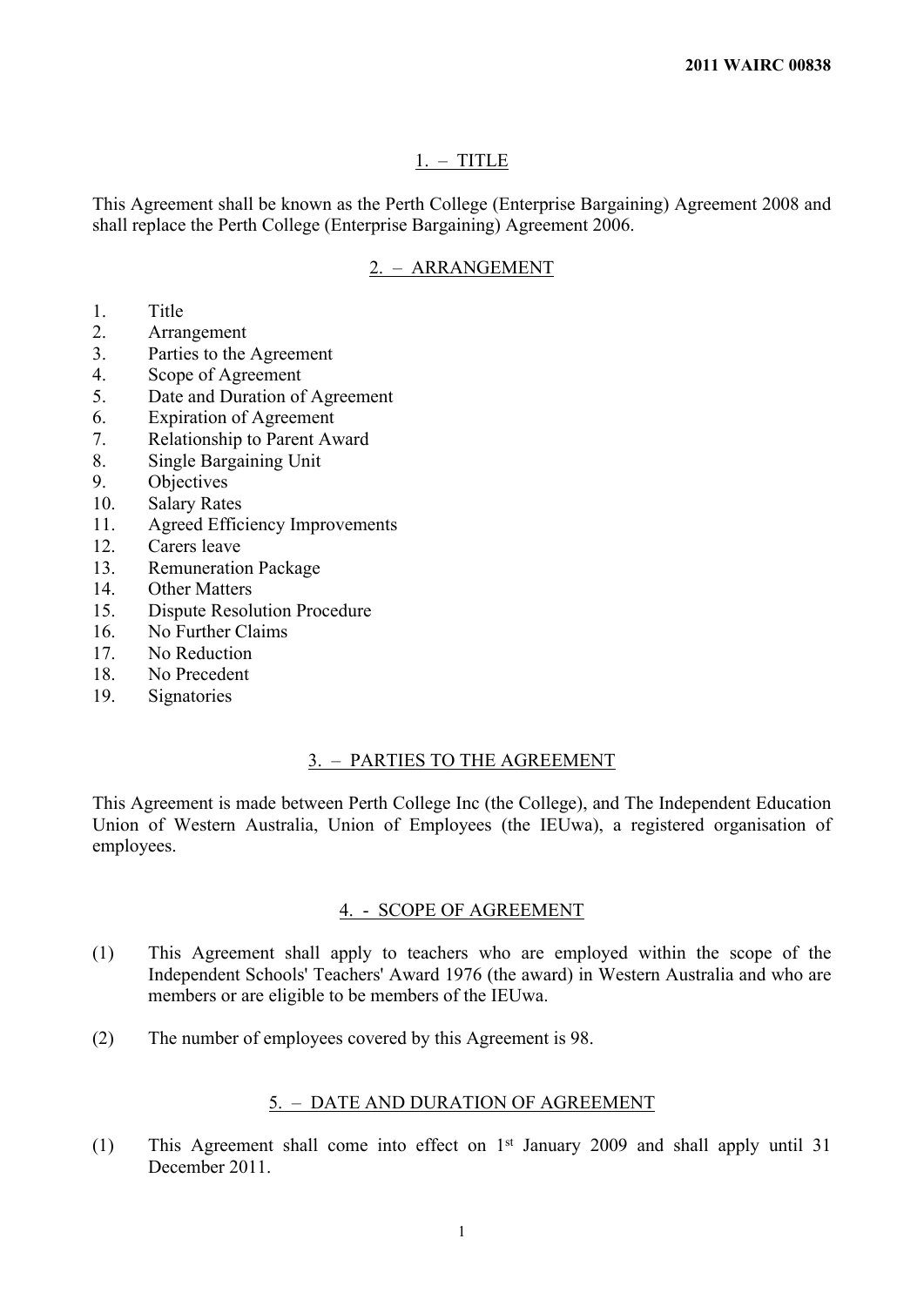## 1. – TITLE

This Agreement shall be known as the Perth College (Enterprise Bargaining) Agreement 2008 and shall replace the Perth College (Enterprise Bargaining) Agreement 2006.

## 2. – ARRANGEMENT

1. Title
2. Arrangement
3. Parties to the Agreement
4. Scope of Agreement
5. Date and Duration of Agreement
6. Expiration of Agreement
7. Relationship to Parent Award
8. Single Bargaining Unit
9. Objectives
10. Salary Rates
11. Agreed Efficiency Improvements
12. Carers leave
13. Remuneration Package
14. Other Matters
15. Dispute Resolution Procedure
16. No Further Claims
17. No Reduction
18. No Precedent
19. Signatories

## 3. – PARTIES TO THE AGREEMENT

This Agreement is made between Perth College Inc (the College), and The Independent Education Union of Western Australia, Union of Employees (the IEUwa), a registered organisation of employees.

## 4. - SCOPE OF AGREEMENT

(1) This Agreement shall apply to teachers who are employed within the scope of the Independent Schools' Teachers' Award 1976 (the award) in Western Australia and who are members or are eligible to be members of the IEUwa.

(2) The number of employees covered by this Agreement is 98.

## 5. – DATE AND DURATION OF AGREEMENT

(1) This Agreement shall come into effect on 1st January 2009 and shall apply until 31 December 2011.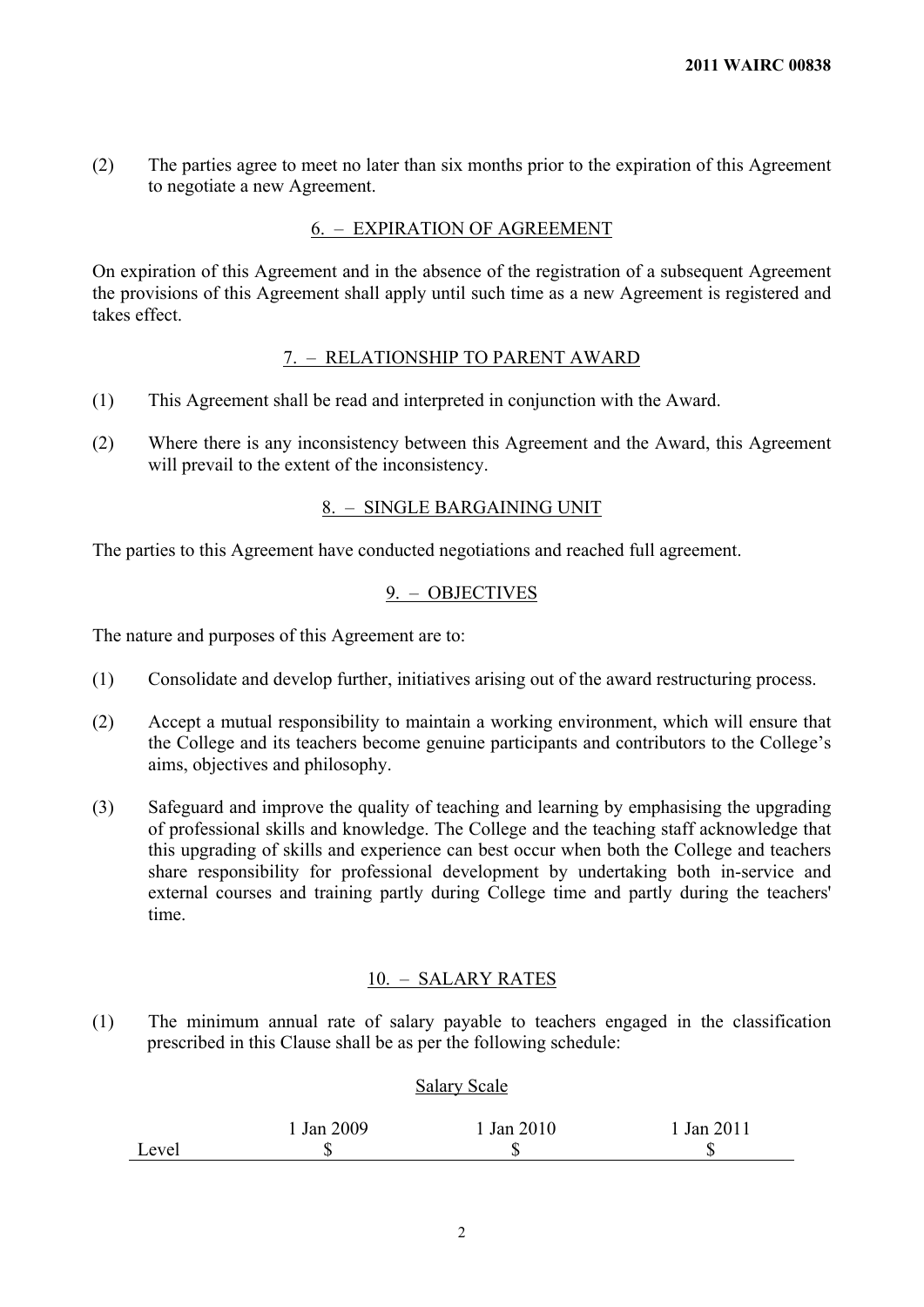(2) The parties agree to meet no later than six months prior to the expiration of this Agreement to negotiate a new Agreement.

## 6. – EXPIRATION OF AGREEMENT

On expiration of this Agreement and in the absence of the registration of a subsequent Agreement the provisions of this Agreement shall apply until such time as a new Agreement is registered and takes effect.

## 7. – RELATIONSHIP TO PARENT AWARD

(1) This Agreement shall be read and interpreted in conjunction with the Award.

(2) Where there is any inconsistency between this Agreement and the Award, this Agreement will prevail to the extent of the inconsistency.

## 8. – SINGLE BARGAINING UNIT

The parties to this Agreement have conducted negotiations and reached full agreement.

## 9. – OBJECTIVES

The nature and purposes of this Agreement are to:

(1) Consolidate and develop further, initiatives arising out of the award restructuring process.

(2) Accept a mutual responsibility to maintain a working environment, which will ensure that the College and its teachers become genuine participants and contributors to the College's aims, objectives and philosophy.

(3) Safeguard and improve the quality of teaching and learning by emphasising the upgrading of professional skills and knowledge. The College and the teaching staff acknowledge that this upgrading of skills and experience can best occur when both the College and teachers share responsibility for professional development by undertaking both in-service and external courses and training partly during College time and partly during the teachers' time.

## 10. – SALARY RATES

(1) The minimum annual rate of salary payable to teachers engaged in the classification prescribed in this Clause shall be as per the following schedule:

Salary Scale

| Level | 1 Jan 2009<br>$ | 1 Jan 2010<br>$ | 1 Jan 2011<br>$ |
|---|---|---|---|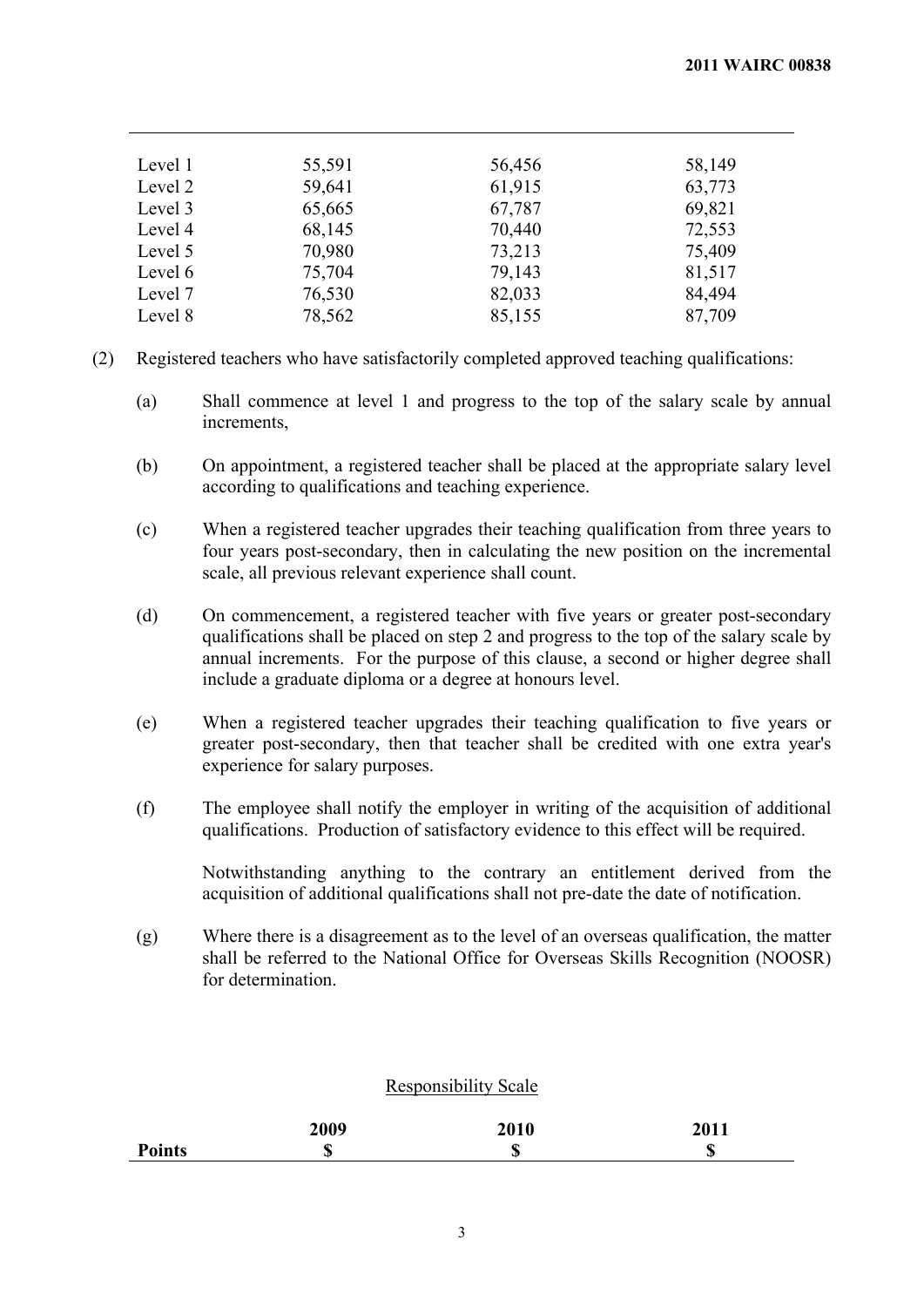| | | | |
|---|---|---|---|
| Level 1 | 55,591 | 56,456 | 58,149 |
| Level 2 | 59,641 | 61,915 | 63,773 |
| Level 3 | 65,665 | 67,787 | 69,821 |
| Level 4 | 68,145 | 70,440 | 72,553 |
| Level 5 | 70,980 | 73,213 | 75,409 |
| Level 6 | 75,704 | 79,143 | 81,517 |
| Level 7 | 76,530 | 82,033 | 84,494 |
| Level 8 | 78,562 | 85,155 | 87,709 |

(2) Registered teachers who have satisfactorily completed approved teaching qualifications:

(a) Shall commence at level 1 and progress to the top of the salary scale by annual increments,

(b) On appointment, a registered teacher shall be placed at the appropriate salary level according to qualifications and teaching experience.

(c) When a registered teacher upgrades their teaching qualification from three years to four years post-secondary, then in calculating the new position on the incremental scale, all previous relevant experience shall count.

(d) On commencement, a registered teacher with five years or greater post-secondary qualifications shall be placed on step 2 and progress to the top of the salary scale by annual increments. For the purpose of this clause, a second or higher degree shall include a graduate diploma or a degree at honours level.

(e) When a registered teacher upgrades their teaching qualification to five years or greater post-secondary, then that teacher shall be credited with one extra year's experience for salary purposes.

(f) The employee shall notify the employer in writing of the acquisition of additional qualifications. Production of satisfactory evidence to this effect will be required.

Notwithstanding anything to the contrary an entitlement derived from the acquisition of additional qualifications shall not pre-date the date of notification.

(g) Where there is a disagreement as to the level of an overseas qualification, the matter shall be referred to the National Office for Overseas Skills Recognition (NOOSR) for determination.

Responsibility Scale

| Points | 2009 $ | 2010 $ | 2011 $ |
|---|---|---|---|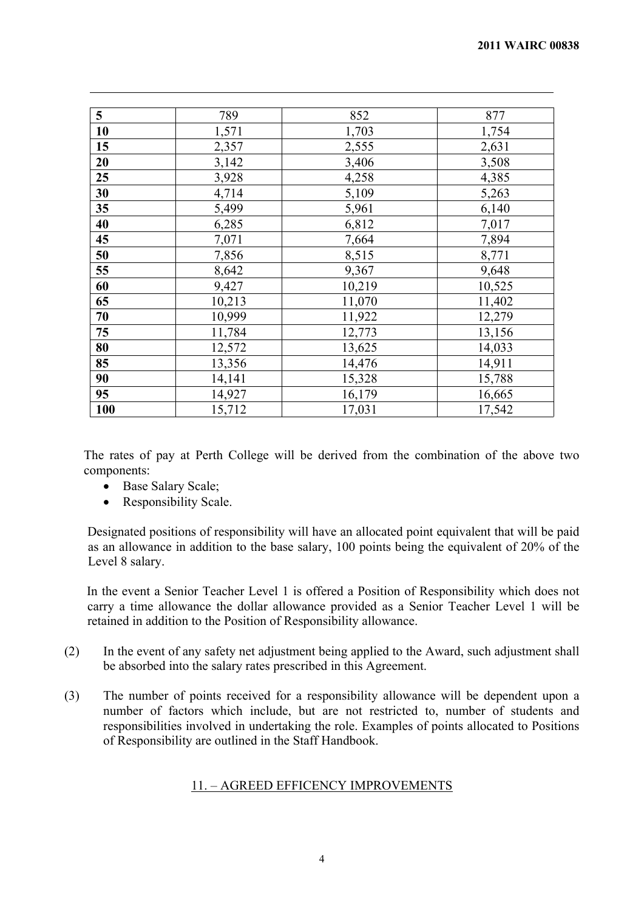| 5 | 789 | 852 | 877 |
|---|---|---|---|
| 10 | 1,571 | 1,703 | 1,754 |
| 15 | 2,357 | 2,555 | 2,631 |
| 20 | 3,142 | 3,406 | 3,508 |
| 25 | 3,928 | 4,258 | 4,385 |
| 30 | 4,714 | 5,109 | 5,263 |
| 35 | 5,499 | 5,961 | 6,140 |
| 40 | 6,285 | 6,812 | 7,017 |
| 45 | 7,071 | 7,664 | 7,894 |
| 50 | 7,856 | 8,515 | 8,771 |
| 55 | 8,642 | 9,367 | 9,648 |
| 60 | 9,427 | 10,219 | 10,525 |
| 65 | 10,213 | 11,070 | 11,402 |
| 70 | 10,999 | 11,922 | 12,279 |
| 75 | 11,784 | 12,773 | 13,156 |
| 80 | 12,572 | 13,625 | 14,033 |
| 85 | 13,356 | 14,476 | 14,911 |
| 90 | 14,141 | 15,328 | 15,788 |
| 95 | 14,927 | 16,179 | 16,665 |
| 100 | 15,712 | 17,031 | 17,542 |

The rates of pay at Perth College will be derived from the combination of the above two components:

- Base Salary Scale;
- Responsibility Scale.

Designated positions of responsibility will have an allocated point equivalent that will be paid as an allowance in addition to the base salary, 100 points being the equivalent of 20% of the Level 8 salary.

In the event a Senior Teacher Level 1 is offered a Position of Responsibility which does not carry a time allowance the dollar allowance provided as a Senior Teacher Level 1 will be retained in addition to the Position of Responsibility allowance.

(2) In the event of any safety net adjustment being applied to the Award, such adjustment shall be absorbed into the salary rates prescribed in this Agreement.

(3) The number of points received for a responsibility allowance will be dependent upon a number of factors which include, but are not restricted to, number of students and responsibilities involved in undertaking the role. Examples of points allocated to Positions of Responsibility are outlined in the Staff Handbook.

## 11. – AGREED EFFICENCY IMPROVEMENTS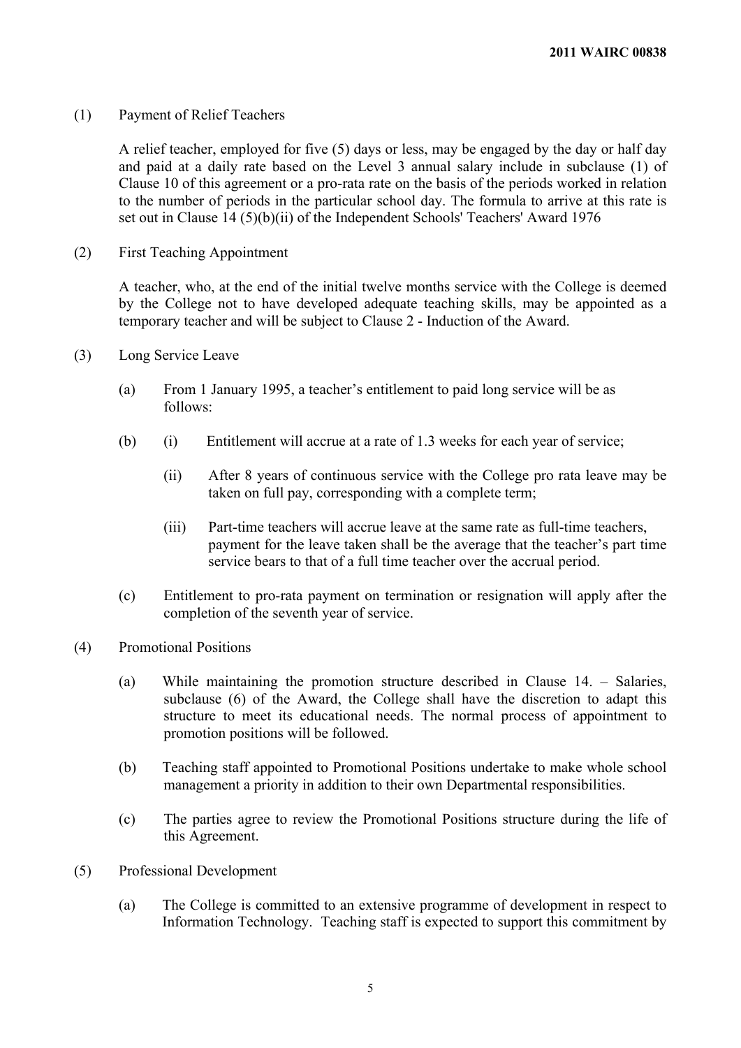(1) Payment of Relief Teachers

A relief teacher, employed for five (5) days or less, may be engaged by the day or half day and paid at a daily rate based on the Level 3 annual salary include in subclause (1) of Clause 10 of this agreement or a pro-rata rate on the basis of the periods worked in relation to the number of periods in the particular school day. The formula to arrive at this rate is set out in Clause 14 (5)(b)(ii) of the Independent Schools' Teachers' Award 1976

(2) First Teaching Appointment

A teacher, who, at the end of the initial twelve months service with the College is deemed by the College not to have developed adequate teaching skills, may be appointed as a temporary teacher and will be subject to Clause 2 - Induction of the Award.

(3) Long Service Leave

(a) From 1 January 1995, a teacher's entitlement to paid long service will be as follows:

(b) (i) Entitlement will accrue at a rate of 1.3 weeks for each year of service;

(ii) After 8 years of continuous service with the College pro rata leave may be taken on full pay, corresponding with a complete term;

(iii) Part-time teachers will accrue leave at the same rate as full-time teachers, payment for the leave taken shall be the average that the teacher's part time service bears to that of a full time teacher over the accrual period.

(c) Entitlement to pro-rata payment on termination or resignation will apply after the completion of the seventh year of service.

(4) Promotional Positions

(a) While maintaining the promotion structure described in Clause 14. – Salaries, subclause (6) of the Award, the College shall have the discretion to adapt this structure to meet its educational needs. The normal process of appointment to promotion positions will be followed.

(b) Teaching staff appointed to Promotional Positions undertake to make whole school management a priority in addition to their own Departmental responsibilities.

(c) The parties agree to review the Promotional Positions structure during the life of this Agreement.

(5) Professional Development

(a) The College is committed to an extensive programme of development in respect to Information Technology. Teaching staff is expected to support this commitment by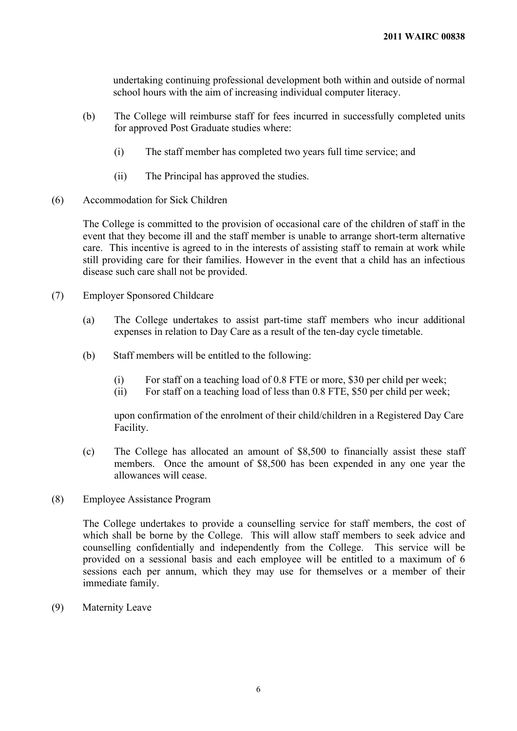undertaking continuing professional development both within and outside of normal school hours with the aim of increasing individual computer literacy.

(b) The College will reimburse staff for fees incurred in successfully completed units for approved Post Graduate studies where:

(i) The staff member has completed two years full time service; and

(ii) The Principal has approved the studies.

(6) Accommodation for Sick Children

The College is committed to the provision of occasional care of the children of staff in the event that they become ill and the staff member is unable to arrange short-term alternative care. This incentive is agreed to in the interests of assisting staff to remain at work while still providing care for their families. However in the event that a child has an infectious disease such care shall not be provided.

(7) Employer Sponsored Childcare

(a) The College undertakes to assist part-time staff members who incur additional expenses in relation to Day Care as a result of the ten-day cycle timetable.

(b) Staff members will be entitled to the following:

(i) For staff on a teaching load of 0.8 FTE or more, $30 per child per week;
(ii) For staff on a teaching load of less than 0.8 FTE, $50 per child per week;

upon confirmation of the enrolment of their child/children in a Registered Day Care Facility.

(c) The College has allocated an amount of $8,500 to financially assist these staff members. Once the amount of $8,500 has been expended in any one year the allowances will cease.

(8) Employee Assistance Program

The College undertakes to provide a counselling service for staff members, the cost of which shall be borne by the College. This will allow staff members to seek advice and counselling confidentially and independently from the College. This service will be provided on a sessional basis and each employee will be entitled to a maximum of 6 sessions each per annum, which they may use for themselves or a member of their immediate family.

(9) Maternity Leave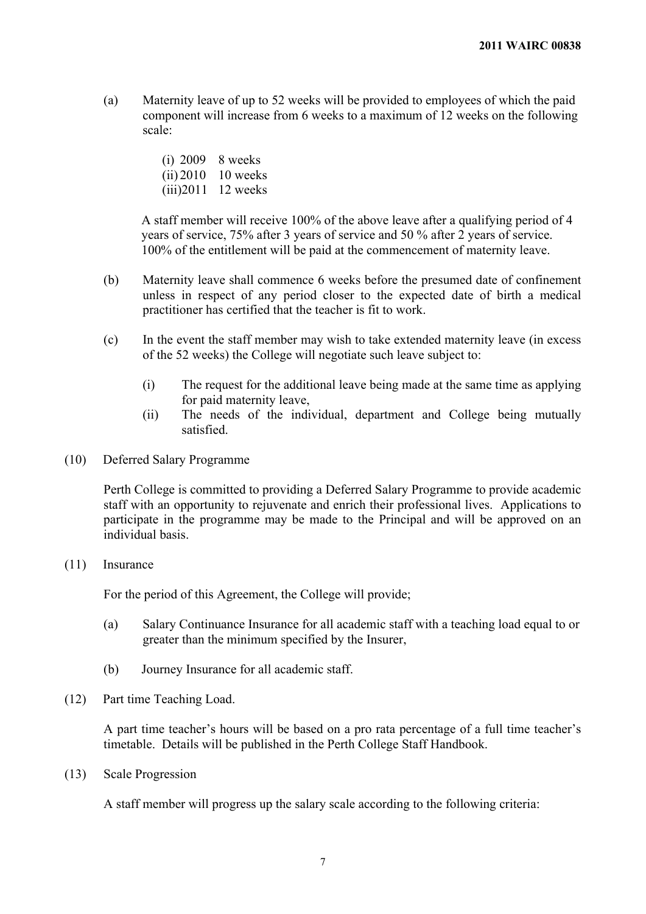(a) Maternity leave of up to 52 weeks will be provided to employees of which the paid component will increase from 6 weeks to a maximum of 12 weeks on the following scale:

(i) 2009 8 weeks
(ii) 2010 10 weeks
(iii) 2011 12 weeks

A staff member will receive 100% of the above leave after a qualifying period of 4 years of service, 75% after 3 years of service and 50 % after 2 years of service. 100% of the entitlement will be paid at the commencement of maternity leave.

(b) Maternity leave shall commence 6 weeks before the presumed date of confinement unless in respect of any period closer to the expected date of birth a medical practitioner has certified that the teacher is fit to work.

(c) In the event the staff member may wish to take extended maternity leave (in excess of the 52 weeks) the College will negotiate such leave subject to:

(i) The request for the additional leave being made at the same time as applying for paid maternity leave,
(ii) The needs of the individual, department and College being mutually satisfied.

(10) Deferred Salary Programme

Perth College is committed to providing a Deferred Salary Programme to provide academic staff with an opportunity to rejuvenate and enrich their professional lives. Applications to participate in the programme may be made to the Principal and will be approved on an individual basis.

(11) Insurance

For the period of this Agreement, the College will provide;

(a) Salary Continuance Insurance for all academic staff with a teaching load equal to or greater than the minimum specified by the Insurer,

(b) Journey Insurance for all academic staff.

(12) Part time Teaching Load.

A part time teacher's hours will be based on a pro rata percentage of a full time teacher's timetable. Details will be published in the Perth College Staff Handbook.

(13) Scale Progression

A staff member will progress up the salary scale according to the following criteria: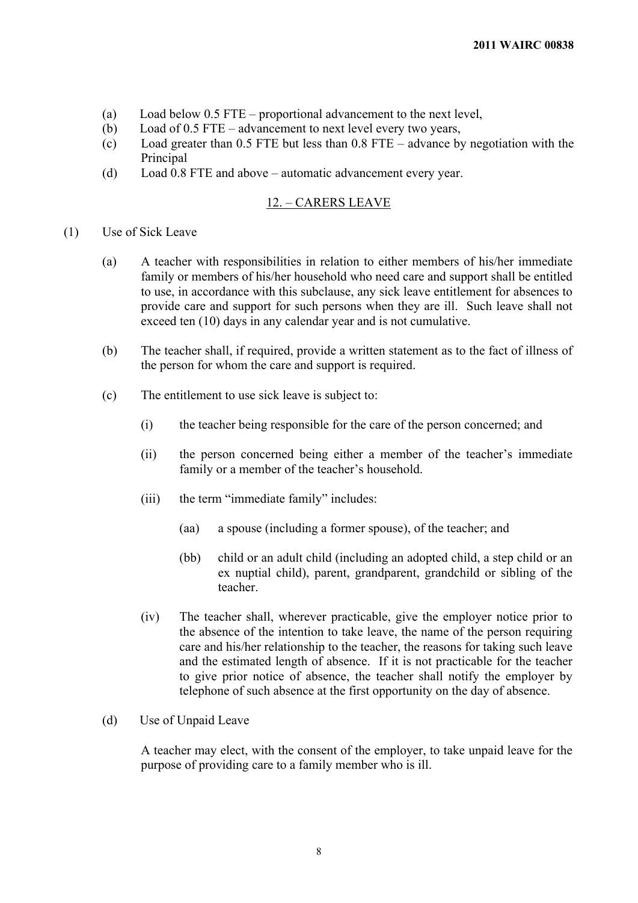(a) Load below 0.5 FTE – proportional advancement to the next level,
(b) Load of 0.5 FTE – advancement to next level every two years,
(c) Load greater than 0.5 FTE but less than 0.8 FTE – advance by negotiation with the Principal
(d) Load 0.8 FTE and above – automatic advancement every year.

## 12. – CARERS LEAVE

(1) Use of Sick Leave

(a) A teacher with responsibilities in relation to either members of his/her immediate family or members of his/her household who need care and support shall be entitled to use, in accordance with this subclause, any sick leave entitlement for absences to provide care and support for such persons when they are ill. Such leave shall not exceed ten (10) days in any calendar year and is not cumulative.

(b) The teacher shall, if required, provide a written statement as to the fact of illness of the person for whom the care and support is required.

(c) The entitlement to use sick leave is subject to:

(i) the teacher being responsible for the care of the person concerned; and

(ii) the person concerned being either a member of the teacher's immediate family or a member of the teacher's household.

(iii) the term "immediate family" includes:

(aa) a spouse (including a former spouse), of the teacher; and

(bb) child or an adult child (including an adopted child, a step child or an ex nuptial child), parent, grandparent, grandchild or sibling of the teacher.

(iv) The teacher shall, wherever practicable, give the employer notice prior to the absence of the intention to take leave, the name of the person requiring care and his/her relationship to the teacher, the reasons for taking such leave and the estimated length of absence. If it is not practicable for the teacher to give prior notice of absence, the teacher shall notify the employer by telephone of such absence at the first opportunity on the day of absence.

(d) Use of Unpaid Leave

A teacher may elect, with the consent of the employer, to take unpaid leave for the purpose of providing care to a family member who is ill.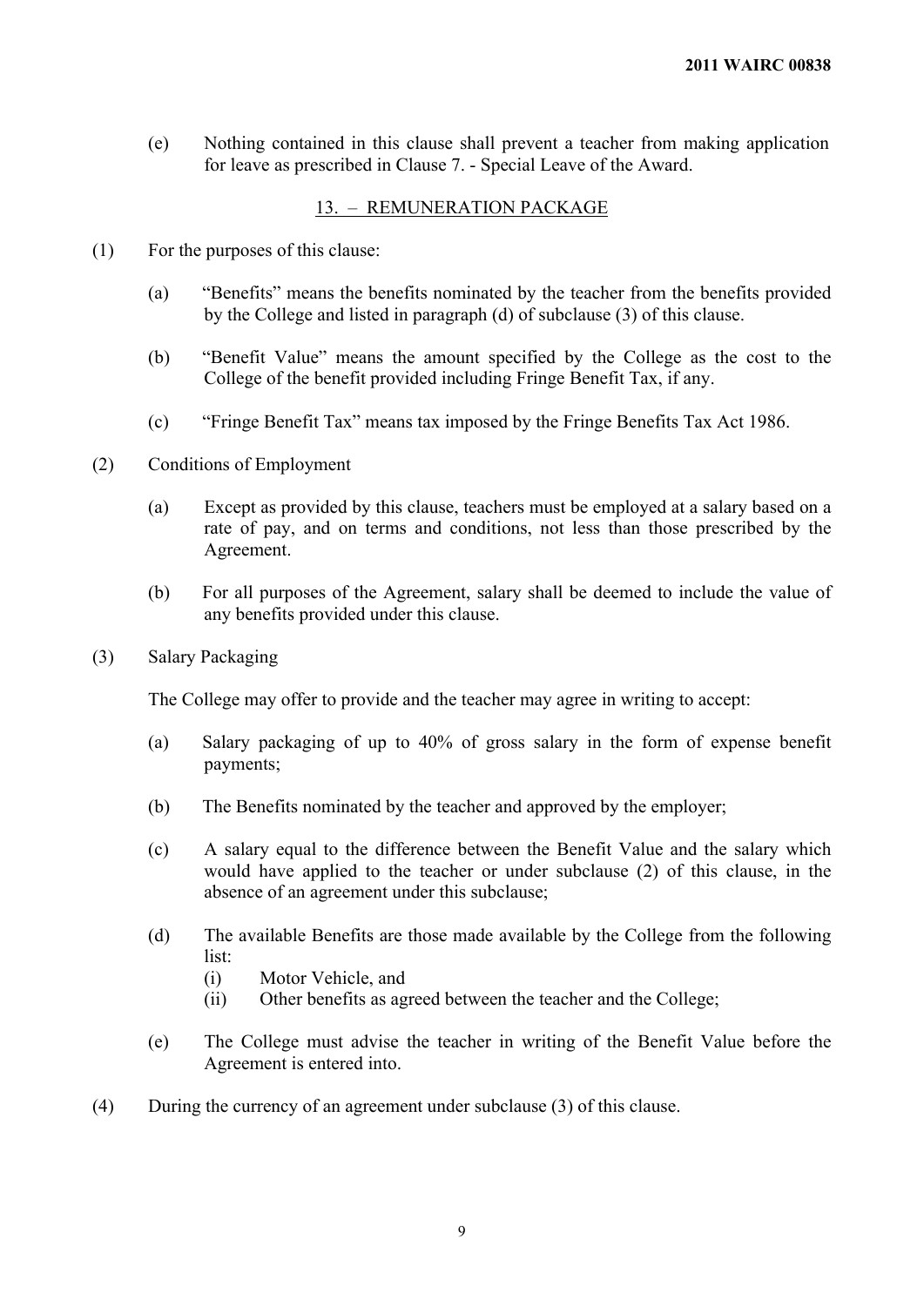(e) Nothing contained in this clause shall prevent a teacher from making application for leave as prescribed in Clause 7. - Special Leave of the Award.

## 13. – REMUNERATION PACKAGE

(1) For the purposes of this clause:

(a) "Benefits" means the benefits nominated by the teacher from the benefits provided by the College and listed in paragraph (d) of subclause (3) of this clause.

(b) "Benefit Value" means the amount specified by the College as the cost to the College of the benefit provided including Fringe Benefit Tax, if any.

(c) "Fringe Benefit Tax" means tax imposed by the Fringe Benefits Tax Act 1986.

(2) Conditions of Employment

(a) Except as provided by this clause, teachers must be employed at a salary based on a rate of pay, and on terms and conditions, not less than those prescribed by the Agreement.

(b) For all purposes of the Agreement, salary shall be deemed to include the value of any benefits provided under this clause.

(3) Salary Packaging

The College may offer to provide and the teacher may agree in writing to accept:

(a) Salary packaging of up to 40% of gross salary in the form of expense benefit payments;

(b) The Benefits nominated by the teacher and approved by the employer;

(c) A salary equal to the difference between the Benefit Value and the salary which would have applied to the teacher or under subclause (2) of this clause, in the absence of an agreement under this subclause;

(d) The available Benefits are those made available by the College from the following list:
- (i) Motor Vehicle, and
- (ii) Other benefits as agreed between the teacher and the College;

(e) The College must advise the teacher in writing of the Benefit Value before the Agreement is entered into.

(4) During the currency of an agreement under subclause (3) of this clause.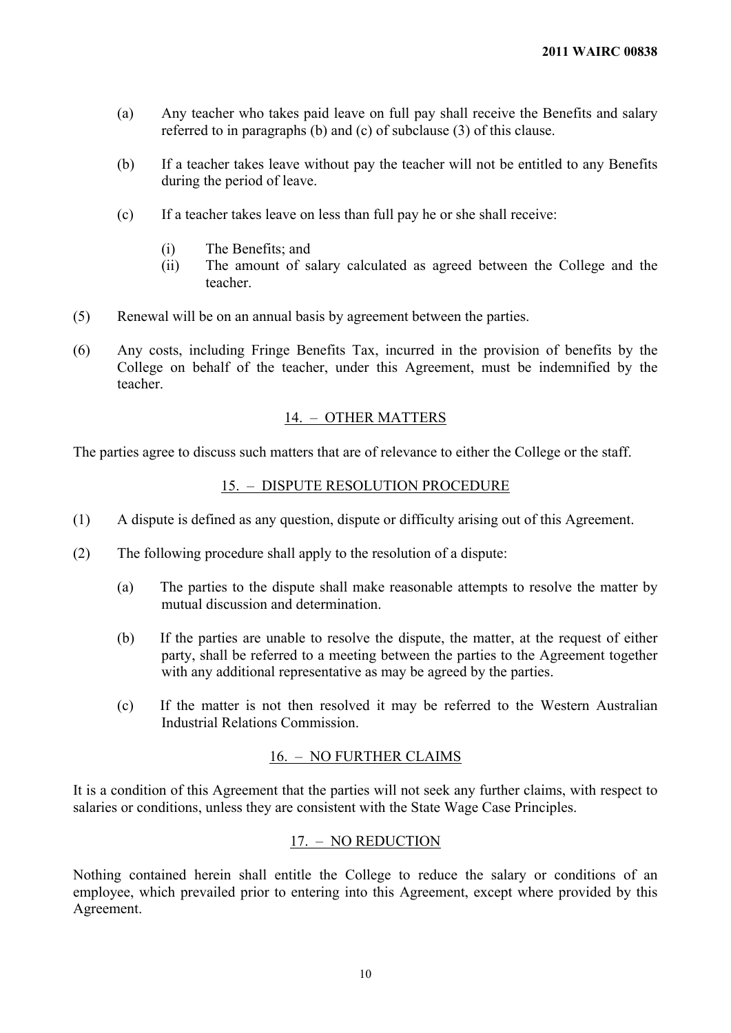(a) Any teacher who takes paid leave on full pay shall receive the Benefits and salary referred to in paragraphs (b) and (c) of subclause (3) of this clause.

(b) If a teacher takes leave without pay the teacher will not be entitled to any Benefits during the period of leave.

(c) If a teacher takes leave on less than full pay he or she shall receive:

  (i) The Benefits; and
  (ii) The amount of salary calculated as agreed between the College and the teacher.

(5) Renewal will be on an annual basis by agreement between the parties.

(6) Any costs, including Fringe Benefits Tax, incurred in the provision of benefits by the College on behalf of the teacher, under this Agreement, must be indemnified by the teacher.

## 14. – OTHER MATTERS

The parties agree to discuss such matters that are of relevance to either the College or the staff.

## 15. – DISPUTE RESOLUTION PROCEDURE

(1) A dispute is defined as any question, dispute or difficulty arising out of this Agreement.

(2) The following procedure shall apply to the resolution of a dispute:

  (a) The parties to the dispute shall make reasonable attempts to resolve the matter by mutual discussion and determination.

  (b) If the parties are unable to resolve the dispute, the matter, at the request of either party, shall be referred to a meeting between the parties to the Agreement together with any additional representative as may be agreed by the parties.

  (c) If the matter is not then resolved it may be referred to the Western Australian Industrial Relations Commission.

## 16. – NO FURTHER CLAIMS

It is a condition of this Agreement that the parties will not seek any further claims, with respect to salaries or conditions, unless they are consistent with the State Wage Case Principles.

## 17. – NO REDUCTION

Nothing contained herein shall entitle the College to reduce the salary or conditions of an employee, which prevailed prior to entering into this Agreement, except where provided by this Agreement.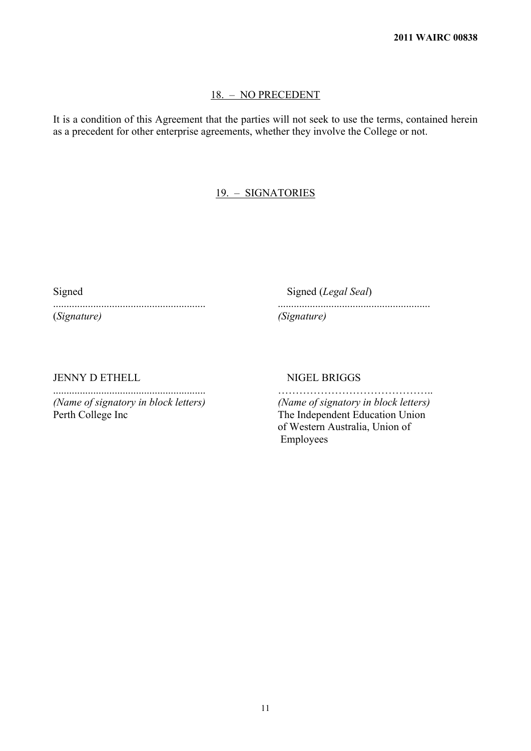## 18. – NO PRECEDENT

It is a condition of this Agreement that the parties will not seek to use the terms, contained herein as a precedent for other enterprise agreements, whether they involve the College or not.

## 19. – SIGNATORIES

| | |
|---|---|
| Signed | Signed (*Legal Seal*) |
| ......................................................... | ......................................................... |
| (*Signature)* | *(Signature)* |
| JENNY D ETHELL | NIGEL BRIGGS |
| ......................................................... | …………………………………….. |
| *(Name of signatory in block letters)* | *(Name of signatory in block letters)* |
| Perth College Inc | The Independent Education Union of Western Australia, Union of Employees |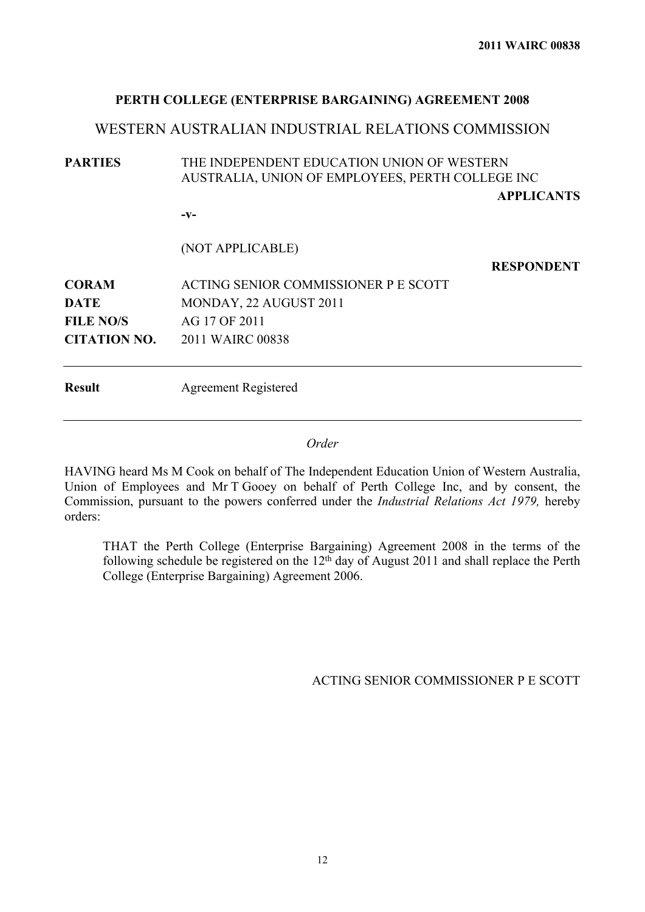**PERTH COLLEGE (ENTERPRISE BARGAINING) AGREEMENT 2008**

WESTERN AUSTRALIAN INDUSTRIAL RELATIONS COMMISSION

| | | |
|---|---|---|
| **PARTIES** | THE INDEPENDENT EDUCATION UNION OF WESTERN AUSTRALIA, UNION OF EMPLOYEES, PERTH COLLEGE INC | **APPLICANTS** |
| | **-v-** | |
| | (NOT APPLICABLE) | **RESPONDENT** |
| **CORAM** | ACTING SENIOR COMMISSIONER P E SCOTT | |
| **DATE** | MONDAY, 22 AUGUST 2011 | |
| **FILE NO/S** | AG 17 OF 2011 | |
| **CITATION NO.** | 2011 WAIRC 00838 | |

| | |
|---|---|
| **Result** | Agreement Registered |

*Order*

HAVING heard Ms M Cook on behalf of The Independent Education Union of Western Australia, Union of Employees and Mr T Gooey on behalf of Perth College Inc, and by consent, the Commission, pursuant to the powers conferred under the *Industrial Relations Act 1979,* hereby orders:

THAT the Perth College (Enterprise Bargaining) Agreement 2008 in the terms of the following schedule be registered on the 12th day of August 2011 and shall replace the Perth College (Enterprise Bargaining) Agreement 2006.

ACTING SENIOR COMMISSIONER P E SCOTT